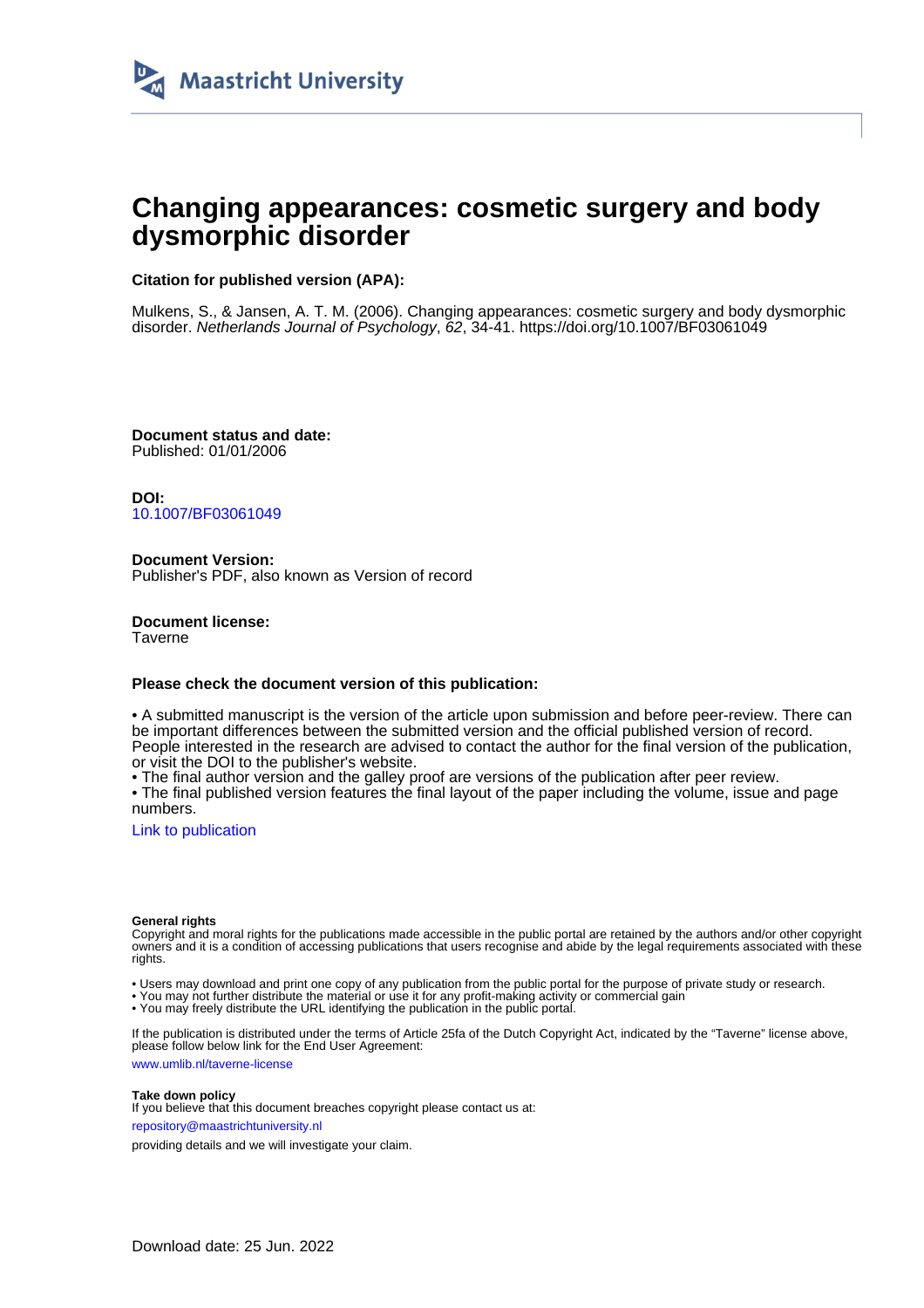Maastricht University

# Changing appearances: cosmetic surgery and body dysmorphic disorder

**Citation for published version (APA):**

Mulkens, S., & Jansen, A. T. M. (2006). Changing appearances: cosmetic surgery and body dysmorphic disorder. *Netherlands Journal of Psychology*, *62*, 34-41. https://doi.org/10.1007/BF03061049

**Document status and date:**
Published: 01/01/2006

**DOI:**
10.1007/BF03061049

**Document Version:**
Publisher's PDF, also known as Version of record

**Document license:**
Taverne

**Please check the document version of this publication:**

• A submitted manuscript is the version of the article upon submission and before peer-review. There can be important differences between the submitted version and the official published version of record. People interested in the research are advised to contact the author for the final version of the publication, or visit the DOI to the publisher's website.
• The final author version and the galley proof are versions of the publication after peer review.
• The final published version features the final layout of the paper including the volume, issue and page numbers.

Link to publication

**General rights**
Copyright and moral rights for the publications made accessible in the public portal are retained by the authors and/or other copyright owners and it is a condition of accessing publications that users recognise and abide by the legal requirements associated with these rights.

• Users may download and print one copy of any publication from the public portal for the purpose of private study or research.
• You may not further distribute the material or use it for any profit-making activity or commercial gain
• You may freely distribute the URL identifying the publication in the public portal.

If the publication is distributed under the terms of Article 25fa of the Dutch Copyright Act, indicated by the "Taverne" license above, please follow below link for the End User Agreement:

www.umlib.nl/taverne-license

**Take down policy**
If you believe that this document breaches copyright please contact us at:

repository@maastrichtuniversity.nl

providing details and we will investigate your claim.

Download date: 25 Jun. 2022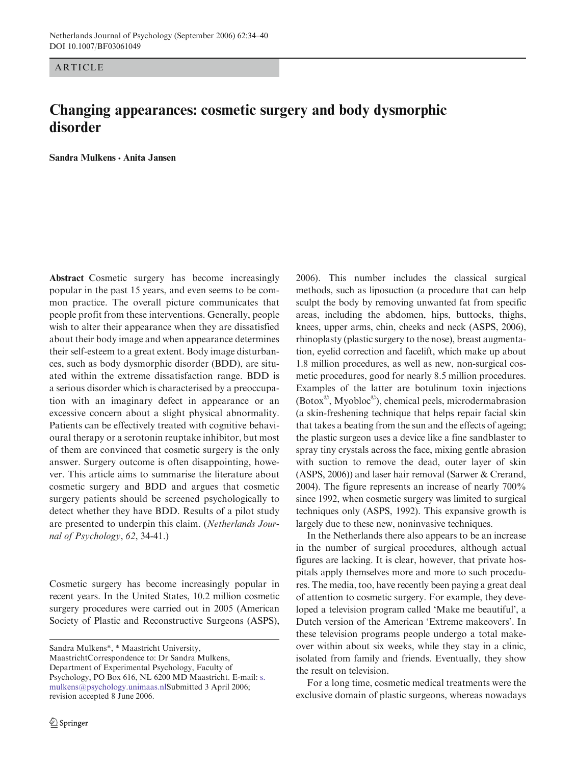ARTICLE

# Changing appearances: cosmetic surgery and body dysmorphic disorder

**Sandra Mulkens · Anita Jansen**

**Abstract** Cosmetic surgery has become increasingly popular in the past 15 years, and even seems to be common practice. The overall picture communicates that people profit from these interventions. Generally, people wish to alter their appearance when they are dissatisfied about their body image and when appearance determines their self-esteem to a great extent. Body image disturbances, such as body dysmorphic disorder (BDD), are situated within the extreme dissatisfaction range. BDD is a serious disorder which is characterised by a preoccupation with an imaginary defect in appearance or an excessive concern about a slight physical abnormality. Patients can be effectively treated with cognitive behavioural therapy or a serotonin reuptake inhibitor, but most of them are convinced that cosmetic surgery is the only answer. Surgery outcome is often disappointing, however. This article aims to summarise the literature about cosmetic surgery and BDD and argues that cosmetic surgery patients should be screened psychologically to detect whether they have BDD. Results of a pilot study are presented to underpin this claim. (*Netherlands Journal of Psychology*, *62*, 34-41.)

Cosmetic surgery has become increasingly popular in recent years. In the United States, 10.2 million cosmetic surgery procedures were carried out in 2005 (American Society of Plastic and Reconstructive Surgeons (ASPS), 2006). This number includes the classical surgical methods, such as liposuction (a procedure that can help sculpt the body by removing unwanted fat from specific areas, including the abdomen, hips, buttocks, thighs, knees, upper arms, chin, cheeks and neck (ASPS, 2006), rhinoplasty (plastic surgery to the nose), breast augmentation, eyelid correction and facelift, which make up about 1.8 million procedures, as well as new, non-surgical cosmetic procedures, good for nearly 8.5 million procedures. Examples of the latter are botulinum toxin injections (Botox©, Myobloc©), chemical peels, microdermabrasion (a skin-freshening technique that helps repair facial skin that takes a beating from the sun and the effects of ageing; the plastic surgeon uses a device like a fine sandblaster to spray tiny crystals across the face, mixing gentle abrasion with suction to remove the dead, outer layer of skin (ASPS, 2006)) and laser hair removal (Sarwer & Crerand, 2004). The figure represents an increase of nearly 700% since 1992, when cosmetic surgery was limited to surgical techniques only (ASPS, 1992). This expansive growth is largely due to these new, noninvasive techniques.

In the Netherlands there also appears to be an increase in the number of surgical procedures, although actual figures are lacking. It is clear, however, that private hospitals apply themselves more and more to such procedures. The media, too, have recently been paying a great deal of attention to cosmetic surgery. For example, they developed a television program called 'Make me beautiful', a Dutch version of the American 'Extreme makeovers'. In these television programs people undergo a total makeover within about six weeks, while they stay in a clinic, isolated from family and friends. Eventually, they show the result on television.

For a long time, cosmetic medical treatments were the exclusive domain of plastic surgeons, whereas nowadays

Sandra Mulkens*, * Maastricht University, Maastricht Correspondence to: Dr Sandra Mulkens, Department of Experimental Psychology, Faculty of Psychology, PO Box 616, NL 6200 MD Maastricht. E-mail: s.mulkens@psychology.unimaas.nl Submitted 3 April 2006; revision accepted 8 June 2006.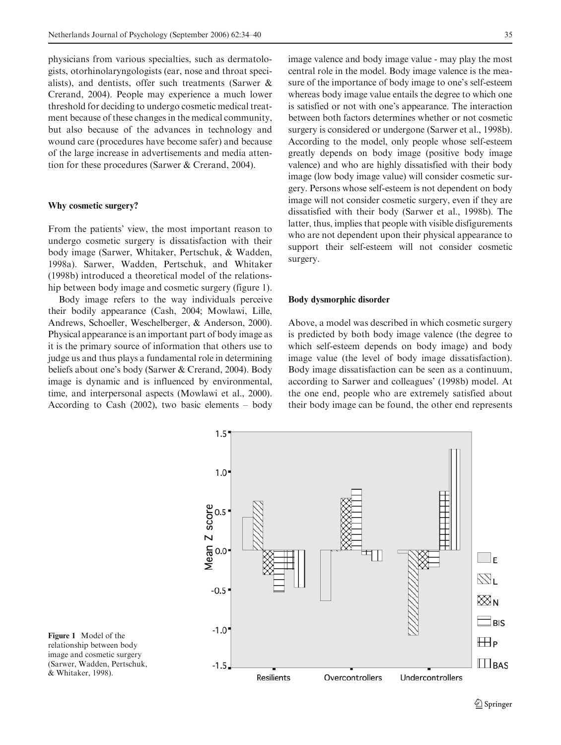physicians from various specialties, such as dermatologists, otorhinolaryngologists (ear, nose and throat specialists), and dentists, offer such treatments (Sarwer & Crerand, 2004). People may experience a much lower threshold for deciding to undergo cosmetic medical treatment because of these changes in the medical community, but also because of the advances in technology and wound care (procedures have become safer) and because of the large increase in advertisements and media attention for these procedures (Sarwer & Crerand, 2004).

### Why cosmetic surgery?

From the patients' view, the most important reason to undergo cosmetic surgery is dissatisfaction with their body image (Sarwer, Whitaker, Pertschuk, & Wadden, 1998a). Sarwer, Wadden, Pertschuk, and Whitaker (1998b) introduced a theoretical model of the relationship between body image and cosmetic surgery (figure 1).

Body image refers to the way individuals perceive their bodily appearance (Cash, 2004; Mowlawi, Lille, Andrews, Schoeller, Weschelberger, & Anderson, 2000). Physical appearance is an important part of body image as it is the primary source of information that others use to judge us and thus plays a fundamental role in determining beliefs about one's body (Sarwer & Crerand, 2004). Body image is dynamic and is influenced by environmental, time, and interpersonal aspects (Mowlawi et al., 2000). According to Cash (2002), two basic elements – body image valence and body image value - may play the most central role in the model. Body image valence is the measure of the importance of body image to one's self-esteem whereas body image value entails the degree to which one is satisfied or not with one's appearance. The interaction between both factors determines whether or not cosmetic surgery is considered or undergone (Sarwer et al., 1998b). According to the model, only people whose self-esteem greatly depends on body image (positive body image valence) and who are highly dissatisfied with their body image (low body image value) will consider cosmetic surgery. Persons whose self-esteem is not dependent on body image will not consider cosmetic surgery, even if they are dissatisfied with their body (Sarwer et al., 1998b). The latter, thus, implies that people with visible disfigurements who are not dependent upon their physical appearance to support their self-esteem will not consider cosmetic surgery.

### Body dysmorphic disorder

Above, a model was described in which cosmetic surgery is predicted by both body image valence (the degree to which self-esteem depends on body image) and body image value (the level of body image dissatisfaction). Body image dissatisfaction can be seen as a continuum, according to Sarwer and colleagues' (1998b) model. At the one end, people who are extremely satisfied about their body image can be found, the other end represents

**Figure 1** Model of the relationship between body image and cosmetic surgery (Sarwer, Wadden, Pertschuk, & Whitaker, 1998).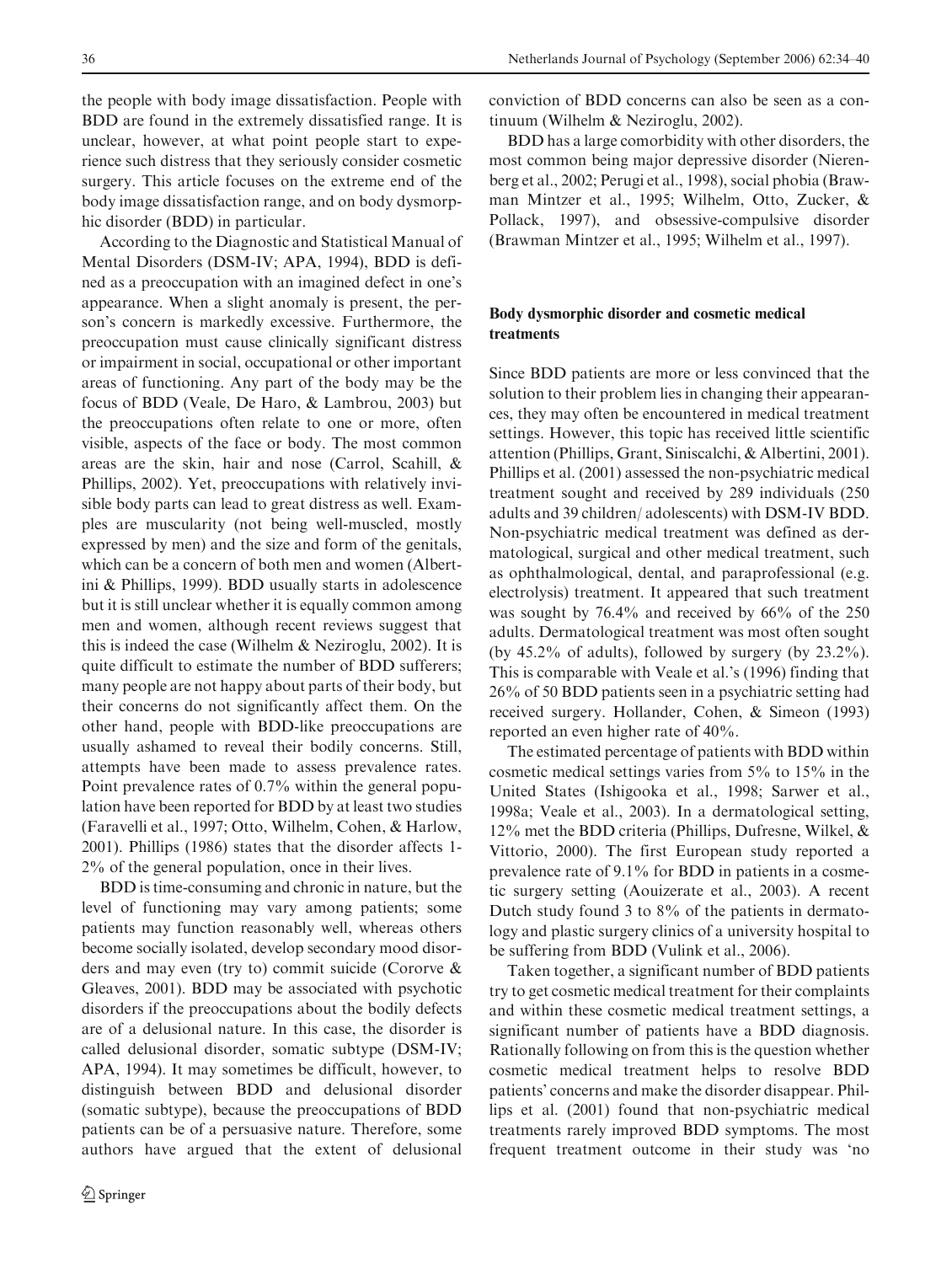the people with body image dissatisfaction. People with BDD are found in the extremely dissatisfied range. It is unclear, however, at what point people start to experience such distress that they seriously consider cosmetic surgery. This article focuses on the extreme end of the body image dissatisfaction range, and on body dysmorphic disorder (BDD) in particular.

According to the Diagnostic and Statistical Manual of Mental Disorders (DSM-IV; APA, 1994), BDD is defined as a preoccupation with an imagined defect in one's appearance. When a slight anomaly is present, the person's concern is markedly excessive. Furthermore, the preoccupation must cause clinically significant distress or impairment in social, occupational or other important areas of functioning. Any part of the body may be the focus of BDD (Veale, De Haro, & Lambrou, 2003) but the preoccupations often relate to one or more, often visible, aspects of the face or body. The most common areas are the skin, hair and nose (Carrol, Scahill, & Phillips, 2002). Yet, preoccupations with relatively invisible body parts can lead to great distress as well. Examples are muscularity (not being well-muscled, mostly expressed by men) and the size and form of the genitals, which can be a concern of both men and women (Albertini & Phillips, 1999). BDD usually starts in adolescence but it is still unclear whether it is equally common among men and women, although recent reviews suggest that this is indeed the case (Wilhelm & Neziroglu, 2002). It is quite difficult to estimate the number of BDD sufferers; many people are not happy about parts of their body, but their concerns do not significantly affect them. On the other hand, people with BDD-like preoccupations are usually ashamed to reveal their bodily concerns. Still, attempts have been made to assess prevalence rates. Point prevalence rates of 0.7% within the general population have been reported for BDD by at least two studies (Faravelli et al., 1997; Otto, Wilhelm, Cohen, & Harlow, 2001). Phillips (1986) states that the disorder affects 1-2% of the general population, once in their lives.

BDD is time-consuming and chronic in nature, but the level of functioning may vary among patients; some patients may function reasonably well, whereas others become socially isolated, develop secondary mood disorders and may even (try to) commit suicide (Cororve & Gleaves, 2001). BDD may be associated with psychotic disorders if the preoccupations about the bodily defects are of a delusional nature. In this case, the disorder is called delusional disorder, somatic subtype (DSM-IV; APA, 1994). It may sometimes be difficult, however, to distinguish between BDD and delusional disorder (somatic subtype), because the preoccupations of BDD patients can be of a persuasive nature. Therefore, some authors have argued that the extent of delusional conviction of BDD concerns can also be seen as a continuum (Wilhelm & Neziroglu, 2002).

BDD has a large comorbidity with other disorders, the most common being major depressive disorder (Nierenberg et al., 2002; Perugi et al., 1998), social phobia (Brawman Mintzer et al., 1995; Wilhelm, Otto, Zucker, & Pollack, 1997), and obsessive-compulsive disorder (Brawman Mintzer et al., 1995; Wilhelm et al., 1997).

## Body dysmorphic disorder and cosmetic medical treatments

Since BDD patients are more or less convinced that the solution to their problem lies in changing their appearances, they may often be encountered in medical treatment settings. However, this topic has received little scientific attention (Phillips, Grant, Siniscalchi, & Albertini, 2001). Phillips et al. (2001) assessed the non-psychiatric medical treatment sought and received by 289 individuals (250 adults and 39 children/ adolescents) with DSM-IV BDD. Non-psychiatric medical treatment was defined as dermatological, surgical and other medical treatment, such as ophthalmological, dental, and paraprofessional (e.g. electrolysis) treatment. It appeared that such treatment was sought by 76.4% and received by 66% of the 250 adults. Dermatological treatment was most often sought (by 45.2% of adults), followed by surgery (by 23.2%). This is comparable with Veale et al.'s (1996) finding that 26% of 50 BDD patients seen in a psychiatric setting had received surgery. Hollander, Cohen, & Simeon (1993) reported an even higher rate of 40%.

The estimated percentage of patients with BDD within cosmetic medical settings varies from 5% to 15% in the United States (Ishigooka et al., 1998; Sarwer et al., 1998a; Veale et al., 2003). In a dermatological setting, 12% met the BDD criteria (Phillips, Dufresne, Wilkel, & Vittorio, 2000). The first European study reported a prevalence rate of 9.1% for BDD in patients in a cosmetic surgery setting (Aouizerate et al., 2003). A recent Dutch study found 3 to 8% of the patients in dermatology and plastic surgery clinics of a university hospital to be suffering from BDD (Vulink et al., 2006).

Taken together, a significant number of BDD patients try to get cosmetic medical treatment for their complaints and within these cosmetic medical treatment settings, a significant number of patients have a BDD diagnosis. Rationally following on from this is the question whether cosmetic medical treatment helps to resolve BDD patients' concerns and make the disorder disappear. Phillips et al. (2001) found that non-psychiatric medical treatments rarely improved BDD symptoms. The most frequent treatment outcome in their study was 'no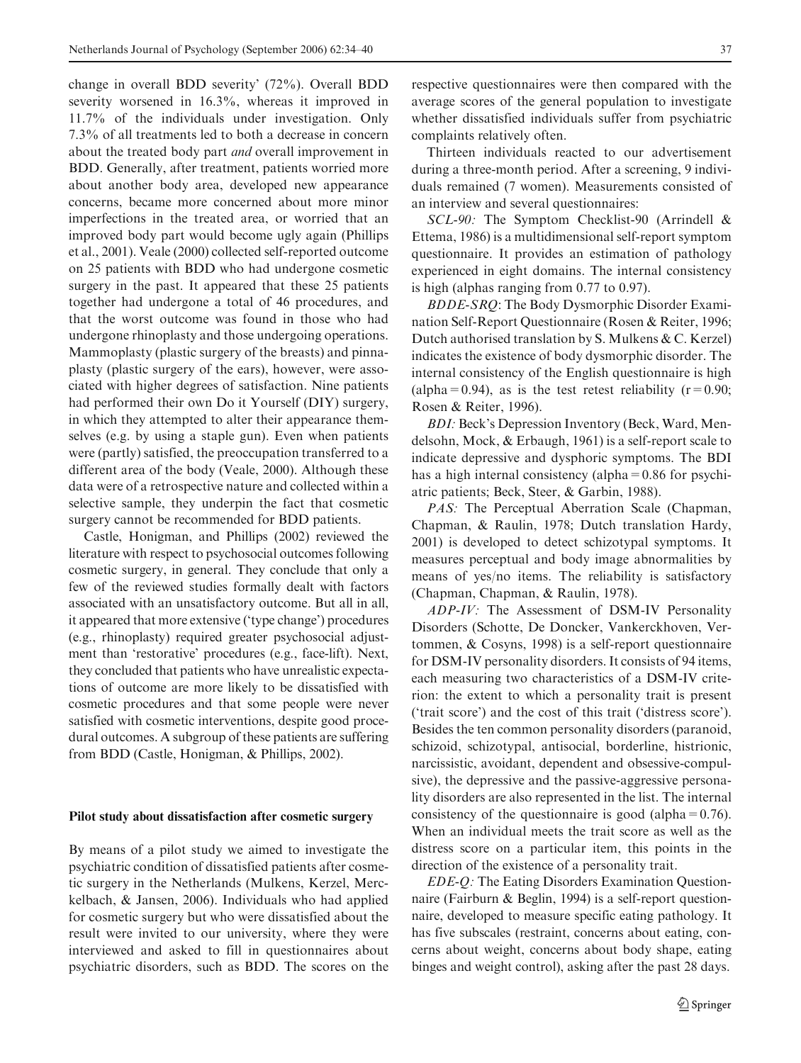change in overall BDD severity' (72%). Overall BDD severity worsened in 16.3%, whereas it improved in 11.7% of the individuals under investigation. Only 7.3% of all treatments led to both a decrease in concern about the treated body part *and* overall improvement in BDD. Generally, after treatment, patients worried more about another body area, developed new appearance concerns, became more concerned about more minor imperfections in the treated area, or worried that an improved body part would become ugly again (Phillips et al., 2001). Veale (2000) collected self-reported outcome on 25 patients with BDD who had undergone cosmetic surgery in the past. It appeared that these 25 patients together had undergone a total of 46 procedures, and that the worst outcome was found in those who had undergone rhinoplasty and those undergoing operations. Mammoplasty (plastic surgery of the breasts) and pinnaplasty (plastic surgery of the ears), however, were associated with higher degrees of satisfaction. Nine patients had performed their own Do it Yourself (DIY) surgery, in which they attempted to alter their appearance themselves (e.g. by using a staple gun). Even when patients were (partly) satisfied, the preoccupation transferred to a different area of the body (Veale, 2000). Although these data were of a retrospective nature and collected within a selective sample, they underpin the fact that cosmetic surgery cannot be recommended for BDD patients.

Castle, Honigman, and Phillips (2002) reviewed the literature with respect to psychosocial outcomes following cosmetic surgery, in general. They conclude that only a few of the reviewed studies formally dealt with factors associated with an unsatisfactory outcome. But all in all, it appeared that more extensive ('type change') procedures (e.g., rhinoplasty) required greater psychosocial adjustment than 'restorative' procedures (e.g., face-lift). Next, they concluded that patients who have unrealistic expectations of outcome are more likely to be dissatisfied with cosmetic procedures and that some people were never satisfied with cosmetic interventions, despite good procedural outcomes. A subgroup of these patients are suffering from BDD (Castle, Honigman, & Phillips, 2002).

## Pilot study about dissatisfaction after cosmetic surgery

By means of a pilot study we aimed to investigate the psychiatric condition of dissatisfied patients after cosmetic surgery in the Netherlands (Mulkens, Kerzel, Merckelbach, & Jansen, 2006). Individuals who had applied for cosmetic surgery but who were dissatisfied about the result were invited to our university, where they were interviewed and asked to fill in questionnaires about psychiatric disorders, such as BDD. The scores on the respective questionnaires were then compared with the average scores of the general population to investigate whether dissatisfied individuals suffer from psychiatric complaints relatively often.

Thirteen individuals reacted to our advertisement during a three-month period. After a screening, 9 individuals remained (7 women). Measurements consisted of an interview and several questionnaires:

*SCL-90:* The Symptom Checklist-90 (Arrindell & Ettema, 1986) is a multidimensional self-report symptom questionnaire. It provides an estimation of pathology experienced in eight domains. The internal consistency is high (alphas ranging from 0.77 to 0.97).

*BDDE-SRQ*: The Body Dysmorphic Disorder Examination Self-Report Questionnaire (Rosen & Reiter, 1996; Dutch authorised translation by S. Mulkens & C. Kerzel) indicates the existence of body dysmorphic disorder. The internal consistency of the English questionnaire is high (alpha = 0.94), as is the test retest reliability (r = 0.90; Rosen & Reiter, 1996).

*BDI:* Beck's Depression Inventory (Beck, Ward, Mendelsohn, Mock, & Erbaugh, 1961) is a self-report scale to indicate depressive and dysphoric symptoms. The BDI has a high internal consistency (alpha = 0.86 for psychiatric patients; Beck, Steer, & Garbin, 1988).

*PAS:* The Perceptual Aberration Scale (Chapman, Chapman, & Raulin, 1978; Dutch translation Hardy, 2001) is developed to detect schizotypal symptoms. It measures perceptual and body image abnormalities by means of yes/no items. The reliability is satisfactory (Chapman, Chapman, & Raulin, 1978).

*ADP-IV:* The Assessment of DSM-IV Personality Disorders (Schotte, De Doncker, Vankerckhoven, Vertommen, & Cosyns, 1998) is a self-report questionnaire for DSM-IV personality disorders. It consists of 94 items, each measuring two characteristics of a DSM-IV criterion: the extent to which a personality trait is present ('trait score') and the cost of this trait ('distress score'). Besides the ten common personality disorders (paranoid, schizoid, schizotypal, antisocial, borderline, histrionic, narcissistic, avoidant, dependent and obsessive-compulsive), the depressive and the passive-aggressive personality disorders are also represented in the list. The internal consistency of the questionnaire is good (alpha = 0.76). When an individual meets the trait score as well as the distress score on a particular item, this points in the direction of the existence of a personality trait.

*EDE-Q:* The Eating Disorders Examination Questionnaire (Fairburn & Beglin, 1994) is a self-report questionnaire, developed to measure specific eating pathology. It has five subscales (restraint, concerns about eating, concerns about weight, concerns about body shape, eating binges and weight control), asking after the past 28 days.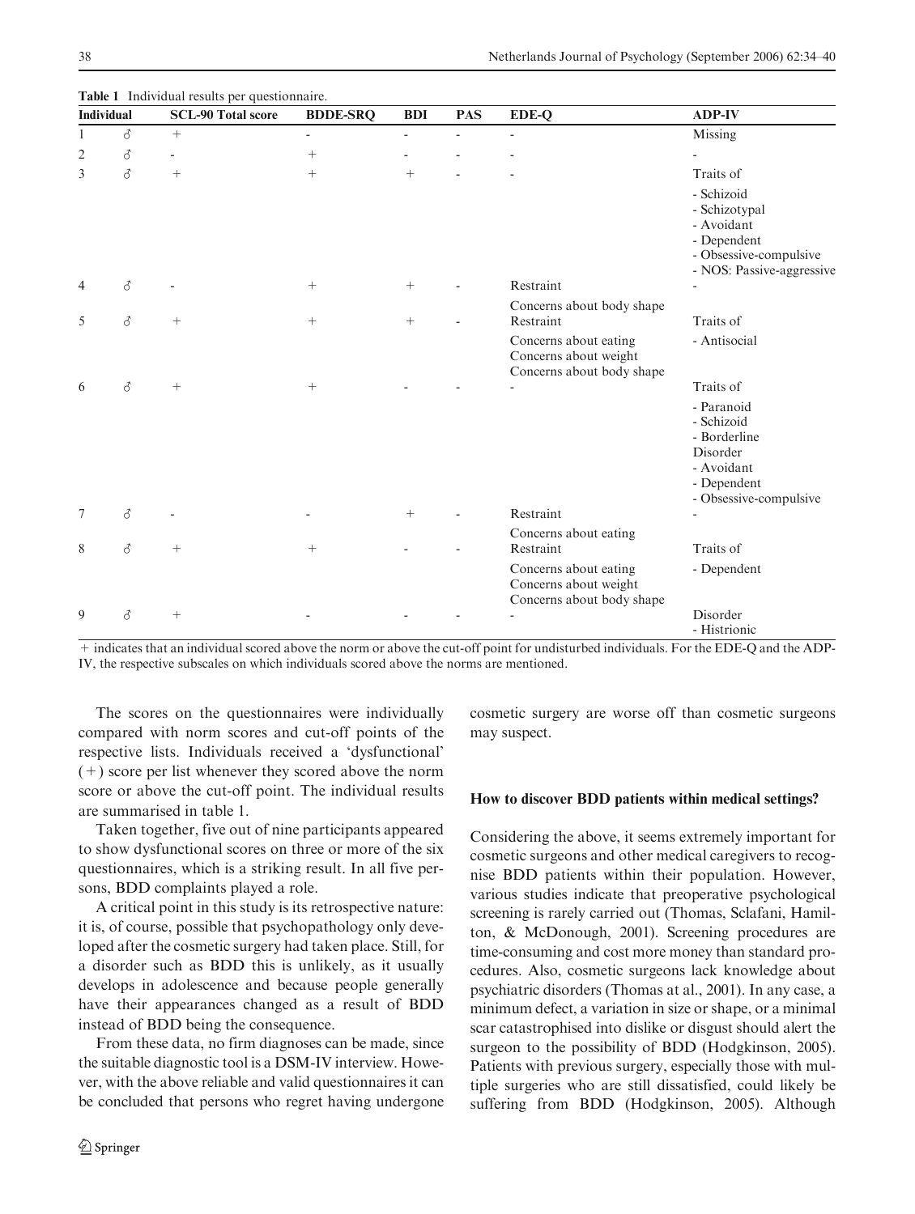**Table 1** Individual results per questionnaire.

| Individual | | SCL-90 Total score | BDDE-SRQ | BDI | PAS | EDE-Q | ADP-IV |
|---|---|---|---|---|---|---|---|
| 1 | ♂ | + | - | - | - | - | Missing |
| 2 | ♂ | - | + | - | - | - | - |
| 3 | ♂ | + | + | + | - | - | Traits of<br>- Schizoid<br>- Schizotypal<br>- Avoidant<br>- Dependent<br>- Obsessive-compulsive<br>- NOS: Passive-aggressive |
| 4 | ♂ | - | + | + | - | Restraint<br>Concerns about body shape | - |
| 5 | ♂ | + | + | + | - | Restraint<br>Concerns about eating<br>Concerns about weight<br>Concerns about body shape | Traits of<br>- Antisocial |
| 6 | ♂ | + | + | - | - | - | Traits of<br>- Paranoid<br>- Schizoid<br>- Borderline<br>Disorder<br>- Avoidant<br>- Dependent<br>- Obsessive-compulsive |
| 7 | ♂ | - | - | + | - | Restraint<br>Concerns about eating | - |
| 8 | ♂ | + | + | - | - | Restraint<br>Concerns about eating<br>Concerns about weight<br>Concerns about body shape | Traits of<br>- Dependent |
| 9 | ♂ | + | - | - | - | - | Disorder<br>- Histrionic |

+ indicates that an individual scored above the norm or above the cut-off point for undisturbed individuals. For the EDE-Q and the ADP-IV, the respective subscales on which individuals scored above the norms are mentioned.

The scores on the questionnaires were individually compared with norm scores and cut-off points of the respective lists. Individuals received a 'dysfunctional' (+) score per list whenever they scored above the norm score or above the cut-off point. The individual results are summarised in table 1.

Taken together, five out of nine participants appeared to show dysfunctional scores on three or more of the six questionnaires, which is a striking result. In all five persons, BDD complaints played a role.

A critical point in this study is its retrospective nature: it is, of course, possible that psychopathology only developed after the cosmetic surgery had taken place. Still, for a disorder such as BDD this is unlikely, as it usually develops in adolescence and because people generally have their appearances changed as a result of BDD instead of BDD being the consequence.

From these data, no firm diagnoses can be made, since the suitable diagnostic tool is a DSM-IV interview. However, with the above reliable and valid questionnaires it can be concluded that persons who regret having undergone cosmetic surgery are worse off than cosmetic surgeons may suspect.

## How to discover BDD patients within medical settings?

Considering the above, it seems extremely important for cosmetic surgeons and other medical caregivers to recognise BDD patients within their population. However, various studies indicate that preoperative psychological screening is rarely carried out (Thomas, Sclafani, Hamilton, & McDonough, 2001). Screening procedures are time-consuming and cost more money than standard procedures. Also, cosmetic surgeons lack knowledge about psychiatric disorders (Thomas at al., 2001). In any case, a minimum defect, a variation in size or shape, or a minimal scar catastrophised into dislike or disgust should alert the surgeon to the possibility of BDD (Hodgkinson, 2005). Patients with previous surgery, especially those with multiple surgeries who are still dissatisfied, could likely be suffering from BDD (Hodgkinson, 2005). Although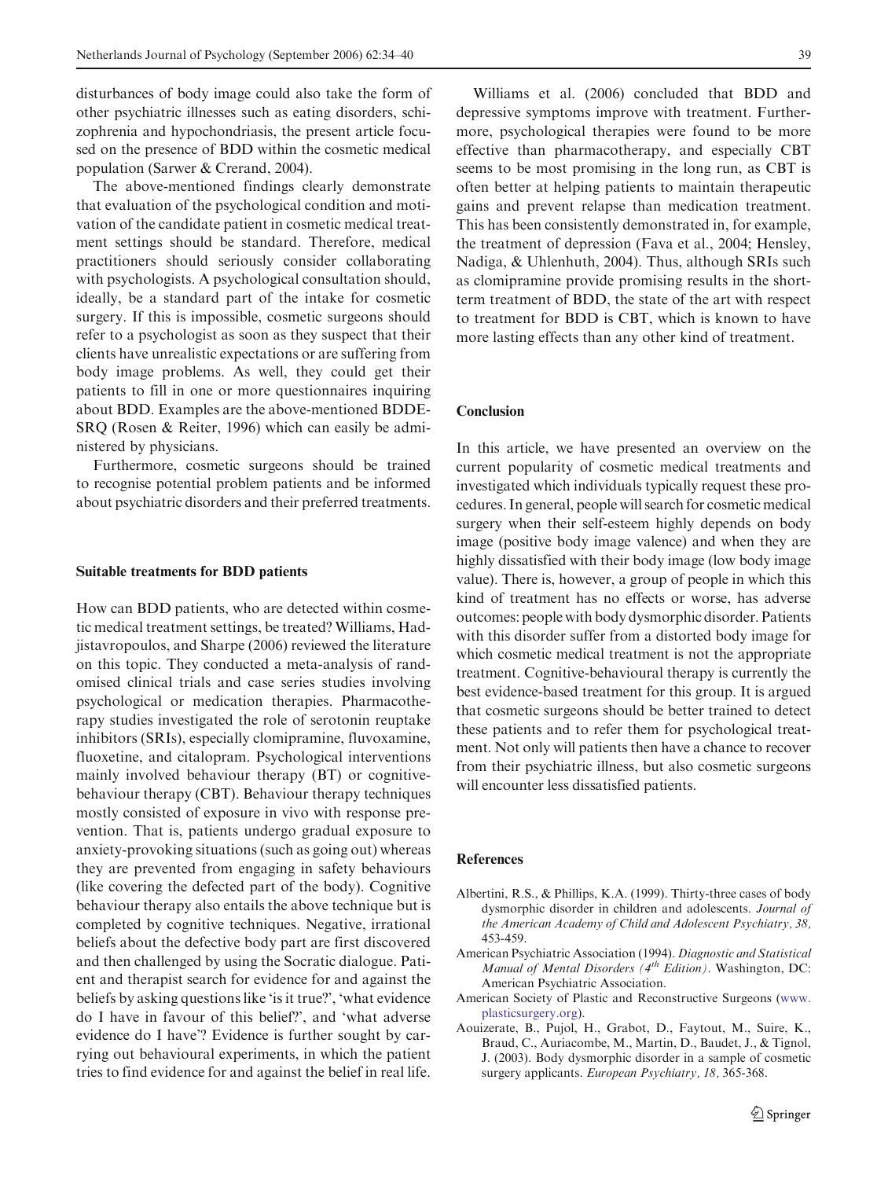disturbances of body image could also take the form of other psychiatric illnesses such as eating disorders, schizophrenia and hypochondriasis, the present article focused on the presence of BDD within the cosmetic medical population (Sarwer & Crerand, 2004).

The above-mentioned findings clearly demonstrate that evaluation of the psychological condition and motivation of the candidate patient in cosmetic medical treatment settings should be standard. Therefore, medical practitioners should seriously consider collaborating with psychologists. A psychological consultation should, ideally, be a standard part of the intake for cosmetic surgery. If this is impossible, cosmetic surgeons should refer to a psychologist as soon as they suspect that their clients have unrealistic expectations or are suffering from body image problems. As well, they could get their patients to fill in one or more questionnaires inquiring about BDD. Examples are the above-mentioned BDDE-SRQ (Rosen & Reiter, 1996) which can easily be administered by physicians.

Furthermore, cosmetic surgeons should be trained to recognise potential problem patients and be informed about psychiatric disorders and their preferred treatments.

### Suitable treatments for BDD patients

How can BDD patients, who are detected within cosmetic medical treatment settings, be treated? Williams, Hadjistavropoulos, and Sharpe (2006) reviewed the literature on this topic. They conducted a meta-analysis of randomised clinical trials and case series studies involving psychological or medication therapies. Pharmacotherapy studies investigated the role of serotonin reuptake inhibitors (SRIs), especially clomipramine, fluvoxamine, fluoxetine, and citalopram. Psychological interventions mainly involved behaviour therapy (BT) or cognitive-behaviour therapy (CBT). Behaviour therapy techniques mostly consisted of exposure in vivo with response prevention. That is, patients undergo gradual exposure to anxiety-provoking situations (such as going out) whereas they are prevented from engaging in safety behaviours (like covering the defected part of the body). Cognitive behaviour therapy also entails the above technique but is completed by cognitive techniques. Negative, irrational beliefs about the defective body part are first discovered and then challenged by using the Socratic dialogue. Patient and therapist search for evidence for and against the beliefs by asking questions like 'is it true?', 'what evidence do I have in favour of this belief?', and 'what adverse evidence do I have'? Evidence is further sought by carrying out behavioural experiments, in which the patient tries to find evidence for and against the belief in real life.

Williams et al. (2006) concluded that BDD and depressive symptoms improve with treatment. Furthermore, psychological therapies were found to be more effective than pharmacotherapy, and especially CBT seems to be most promising in the long run, as CBT is often better at helping patients to maintain therapeutic gains and prevent relapse than medication treatment. This has been consistently demonstrated in, for example, the treatment of depression (Fava et al., 2004; Hensley, Nadiga, & Uhlenhuth, 2004). Thus, although SRIs such as clomipramine provide promising results in the short-term treatment of BDD, the state of the art with respect to treatment for BDD is CBT, which is known to have more lasting effects than any other kind of treatment.

### Conclusion

In this article, we have presented an overview on the current popularity of cosmetic medical treatments and investigated which individuals typically request these procedures. In general, people will search for cosmetic medical surgery when their self-esteem highly depends on body image (positive body image valence) and when they are highly dissatisfied with their body image (low body image value). There is, however, a group of people in which this kind of treatment has no effects or worse, has adverse outcomes: people with body dysmorphic disorder. Patients with this disorder suffer from a distorted body image for which cosmetic medical treatment is not the appropriate treatment. Cognitive-behavioural therapy is currently the best evidence-based treatment for this group. It is argued that cosmetic surgeons should be better trained to detect these patients and to refer them for psychological treatment. Not only will patients then have a chance to recover from their psychiatric illness, but also cosmetic surgeons will encounter less dissatisfied patients.

### References

Albertini, R.S., & Phillips, K.A. (1999). Thirty-three cases of body dysmorphic disorder in children and adolescents. *Journal of the American Academy of Child and Adolescent Psychiatry, 38,* 453-459.

American Psychiatric Association (1994). *Diagnostic and Statistical Manual of Mental Disorders (4th Edition)*. Washington, DC: American Psychiatric Association.

American Society of Plastic and Reconstructive Surgeons (www.plasticsurgery.org).

Aouizerate, B., Pujol, H., Grabot, D., Faytout, M., Suire, K., Braud, C., Auriacombe, M., Martin, D., Baudet, J., & Tignol, J. (2003). Body dysmorphic disorder in a sample of cosmetic surgery applicants. *European Psychiatry, 18,* 365-368.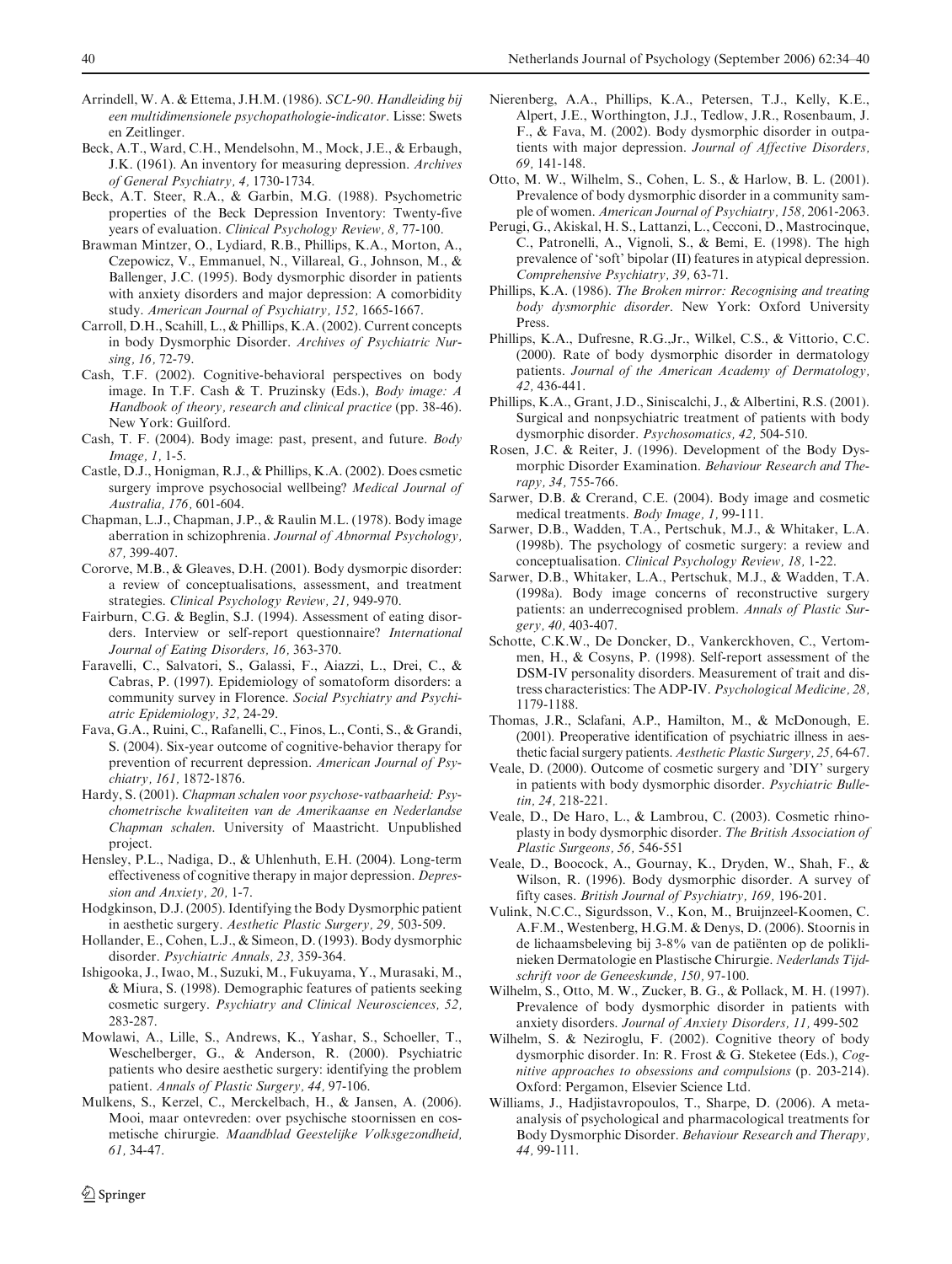Arrindell, W. A. & Ettema, J.H.M. (1986). *SCL-90. Handleiding bij een multidimensionele psychopathologie-indicator*. Lisse: Swets en Zeitlinger.

Beck, A.T., Ward, C.H., Mendelsohn, M., Mock, J.E., & Erbaugh, J.K. (1961). An inventory for measuring depression. *Archives of General Psychiatry, 4,* 1730-1734.

Beck, A.T. Steer, R.A., & Garbin, M.G. (1988). Psychometric properties of the Beck Depression Inventory: Twenty-five years of evaluation. *Clinical Psychology Review, 8,* 77-100.

Brawman Mintzer, O., Lydiard, R.B., Phillips, K.A., Morton, A., Czepowicz, V., Emmanuel, N., Villareal, G., Johnson, M., & Ballenger, J.C. (1995). Body dysmorphic disorder in patients with anxiety disorders and major depression: A comorbidity study. *American Journal of Psychiatry, 152,* 1665-1667.

Carroll, D.H., Scahill, L., & Phillips, K.A. (2002). Current concepts in body Dysmorphic Disorder. *Archives of Psychiatric Nursing, 16,* 72-79.

Cash, T.F. (2002). Cognitive-behavioral perspectives on body image. In T.F. Cash & T. Pruzinsky (Eds.), *Body image: A Handbook of theory, research and clinical practice* (pp. 38-46). New York: Guilford.

Cash, T. F. (2004). Body image: past, present, and future. *Body Image, 1,* 1-5.

Castle, D.J., Honigman, R.J., & Phillips, K.A. (2002). Does csmetic surgery improve psychosocial wellbeing? *Medical Journal of Australia, 176,* 601-604.

Chapman, L.J., Chapman, J.P., & Raulin M.L. (1978). Body image aberration in schizophrenia. *Journal of Abnormal Psychology, 87,* 399-407.

Cororve, M.B., & Gleaves, D.H. (2001). Body dysmorpic disorder: a review of conceptualisations, assessment, and treatment strategies. *Clinical Psychology Review, 21,* 949-970.

Fairburn, C.G. & Beglin, S.J. (1994). Assessment of eating disorders. Interview or self-report questionnaire? *International Journal of Eating Disorders, 16,* 363-370.

Faravelli, C., Salvatori, S., Galassi, F., Aiazzi, L., Drei, C., & Cabras, P. (1997). Epidemiology of somatoform disorders: a community survey in Florence. *Social Psychiatry and Psychiatric Epidemiology, 32,* 24-29.

Fava, G.A., Ruini, C., Rafanelli, C., Finos, L., Conti, S., & Grandi, S. (2004). Six-year outcome of cognitive-behavior therapy for prevention of recurrent depression. *American Journal of Psychiatry, 161,* 1872-1876.

Hardy, S. (2001). *Chapman schalen voor psychose-vatbaarheid: Psychometrische kwaliteiten van de Amerikaanse en Nederlandse Chapman schalen*. University of Maastricht. Unpublished project.

Hensley, P.L., Nadiga, D., & Uhlenhuth, E.H. (2004). Long-term effectiveness of cognitive therapy in major depression. *Depression and Anxiety, 20,* 1-7.

Hodgkinson, D.J. (2005). Identifying the Body Dysmorphic patient in aesthetic surgery. *Aesthetic Plastic Surgery, 29,* 503-509.

Hollander, E., Cohen, L.J., & Simeon, D. (1993). Body dysmorphic disorder. *Psychiatric Annals, 23,* 359-364.

Ishigooka, J., Iwao, M., Suzuki, M., Fukuyama, Y., Murasaki, M., & Miura, S. (1998). Demographic features of patients seeking cosmetic surgery. *Psychiatry and Clinical Neurosciences, 52,* 283-287.

Mowlawi, A., Lille, S., Andrews, K., Yashar, S., Schoeller, T., Weschelberger, G., & Anderson, R. (2000). Psychiatric patients who desire aesthetic surgery: identifying the problem patient. *Annals of Plastic Surgery, 44,* 97-106.

Mulkens, S., Kerzel, C., Merckelbach, H., & Jansen, A. (2006). Mooi, maar ontevreden: over psychische stoornissen en cosmetische chirurgie. *Maandblad Geestelijke Volksgezondheid, 61,* 34-47.

Nierenberg, A.A., Phillips, K.A., Petersen, T.J., Kelly, K.E., Alpert, J.E., Worthington, J.J., Tedlow, J.R., Rosenbaum, J. F., & Fava, M. (2002). Body dysmorphic disorder in outpatients with major depression. *Journal of Affective Disorders, 69,* 141-148.

Otto, M. W., Wilhelm, S., Cohen, L. S., & Harlow, B. L. (2001). Prevalence of body dysmorphic disorder in a community sample of women. *American Journal of Psychiatry, 158,* 2061-2063.

Perugi, G., Akiskal, H. S., Lattanzi, L., Cecconi, D., Mastrocinque, C., Patronelli, A., Vignoli, S., & Bemi, E. (1998). The high prevalence of 'soft' bipolar (II) features in atypical depression. *Comprehensive Psychiatry, 39,* 63-71.

Phillips, K.A. (1986). *The Broken mirror: Recognising and treating body dysmorphic disorder*. New York: Oxford University Press.

Phillips, K.A., Dufresne, R.G.,Jr., Wilkel, C.S., & Vittorio, C.C. (2000). Rate of body dysmorphic disorder in dermatology patients. *Journal of the American Academy of Dermatology, 42,* 436-441.

Phillips, K.A., Grant, J.D., Siniscalchi, J., & Albertini, R.S. (2001). Surgical and nonpsychiatric treatment of patients with body dysmorphic disorder. *Psychosomatics, 42,* 504-510.

Rosen, J.C. & Reiter, J. (1996). Development of the Body Dysmorphic Disorder Examination. *Behaviour Research and Therapy, 34,* 755-766.

Sarwer, D.B. & Crerand, C.E. (2004). Body image and cosmetic medical treatments. *Body Image, 1,* 99-111.

Sarwer, D.B., Wadden, T.A., Pertschuk, M.J., & Whitaker, L.A. (1998b). The psychology of cosmetic surgery: a review and conceptualisation. *Clinical Psychology Review, 18,* 1-22.

Sarwer, D.B., Whitaker, L.A., Pertschuk, M.J., & Wadden, T.A. (1998a). Body image concerns of reconstructive surgery patients: an underrecognised problem. *Annals of Plastic Surgery, 40,* 403-407.

Schotte, C.K.W., De Doncker, D., Vankerckhoven, C., Vertommen, H., & Cosyns, P. (1998). Self-report assessment of the DSM-IV personality disorders. Measurement of trait and distress characteristics: The ADP-IV. *Psychological Medicine, 28,* 1179-1188.

Thomas, J.R., Sclafani, A.P., Hamilton, M., & McDonough, E. (2001). Preoperative identification of psychiatric illness in aesthetic facial surgery patients. *Aesthetic Plastic Surgery, 25,* 64-67.

Veale, D. (2000). Outcome of cosmetic surgery and 'DIY' surgery in patients with body dysmorphic disorder. *Psychiatric Bulletin, 24,* 218-221.

Veale, D., De Haro, L., & Lambrou, C. (2003). Cosmetic rhinoplasty in body dysmorphic disorder. *The British Association of Plastic Surgeons, 56,* 546-551

Veale, D., Boocock, A., Gournay, K., Dryden, W., Shah, F., & Wilson, R. (1996). Body dysmorphic disorder. A survey of fifty cases. *British Journal of Psychiatry, 169,* 196-201.

Vulink, N.C.C., Sigurdsson, V., Kon, M., Bruijnzeel-Koomen, C. A.F.M., Westenberg, H.G.M. & Denys, D. (2006). Stoornis in de lichaamsbeleving bij 3-8% van de patiënten op de poliklinieken Dermatologie en Plastische Chirurgie. *Nederlands Tijdschrift voor de Geneeskunde, 150,* 97-100.

Wilhelm, S., Otto, M. W., Zucker, B. G., & Pollack, M. H. (1997). Prevalence of body dysmorphic disorder in patients with anxiety disorders. *Journal of Anxiety Disorders, 11,* 499-502

Wilhelm, S. & Neziroglu, F. (2002). Cognitive theory of body dysmorphic disorder. In: R. Frost & G. Steketee (Eds.), *Cognitive approaches to obsessions and compulsions* (p. 203-214). Oxford: Pergamon, Elsevier Science Ltd.

Williams, J., Hadjistavropoulos, T., Sharpe, D. (2006). A meta-analysis of psychological and pharmacological treatments for Body Dysmorphic Disorder. *Behaviour Research and Therapy, 44,* 99-111.